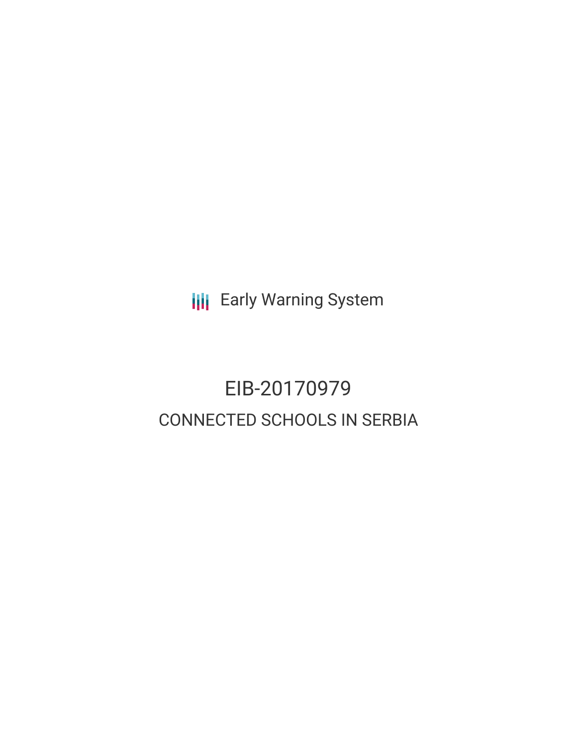Early Warning System

# EIB-20170979

## CONNECTED SCHOOLS IN SERBIA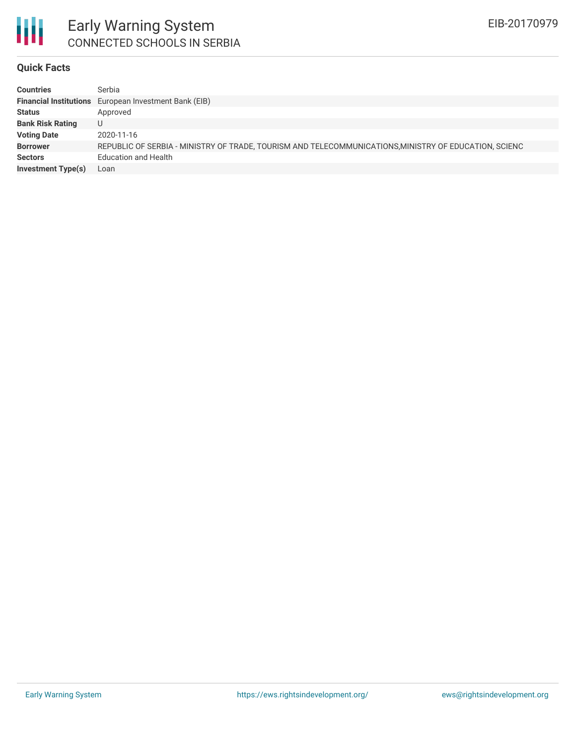# Early Warning System

## CONNECTED SCHOOLS IN SERBIA

EIB-20170979

### Quick Facts

| | |
|---|---|
| **Countries** | Serbia |
| **Financial Institutions** | European Investment Bank (EIB) |
| **Status** | Approved |
| **Bank Risk Rating** | U |
| **Voting Date** | 2020-11-16 |
| **Borrower** | REPUBLIC OF SERBIA - MINISTRY OF TRADE, TOURISM AND TELECOMMUNICATIONS,MINISTRY OF EDUCATION, SCIENC |
| **Sectors** | Education and Health |
| **Investment Type(s)** | Loan |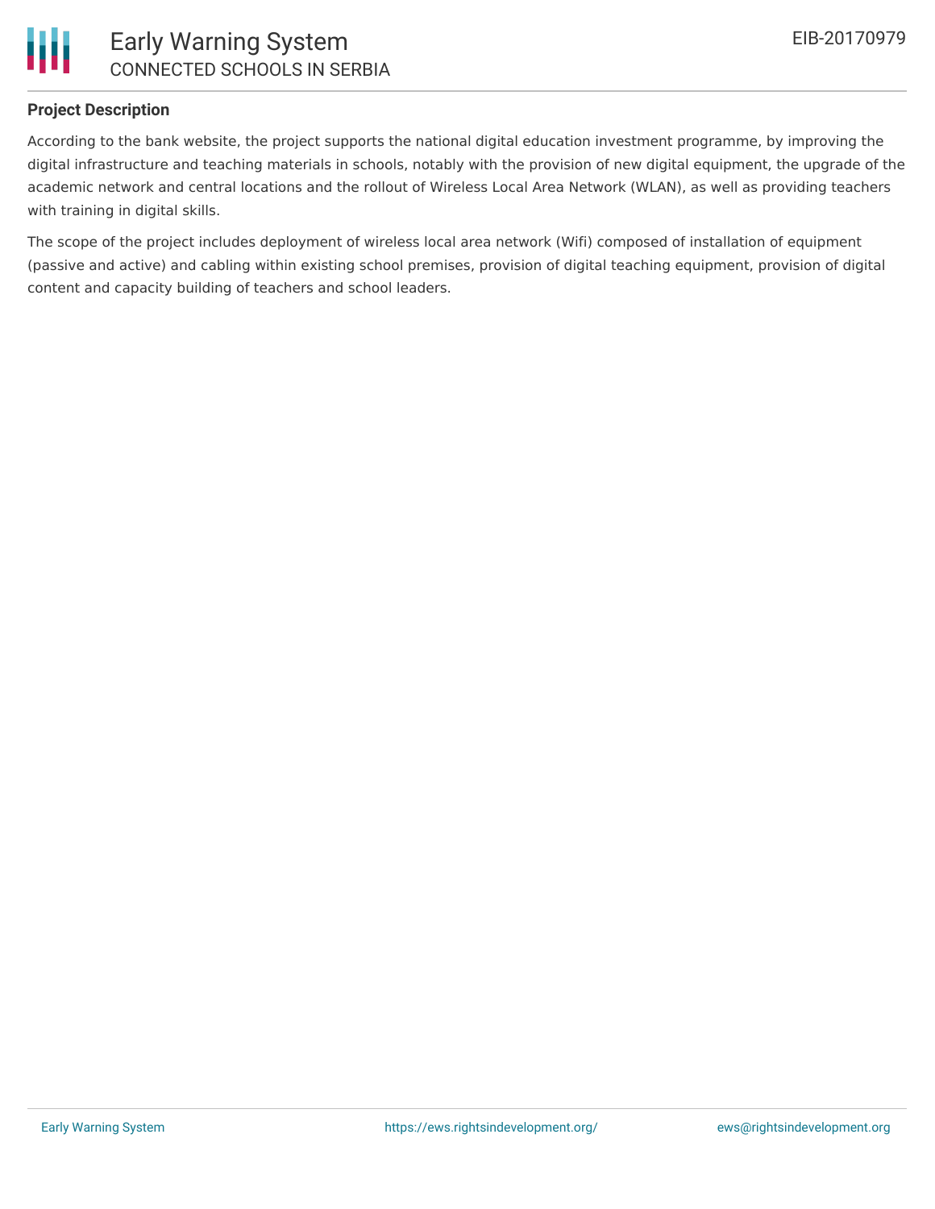### Project Description

According to the bank website, the project supports the national digital education investment programme, by improving the digital infrastructure and teaching materials in schools, notably with the provision of new digital equipment, the upgrade of the academic network and central locations and the rollout of Wireless Local Area Network (WLAN), as well as providing teachers with training in digital skills.

The scope of the project includes deployment of wireless local area network (Wifi) composed of installation of equipment (passive and active) and cabling within existing school premises, provision of digital teaching equipment, provision of digital content and capacity building of teachers and school leaders.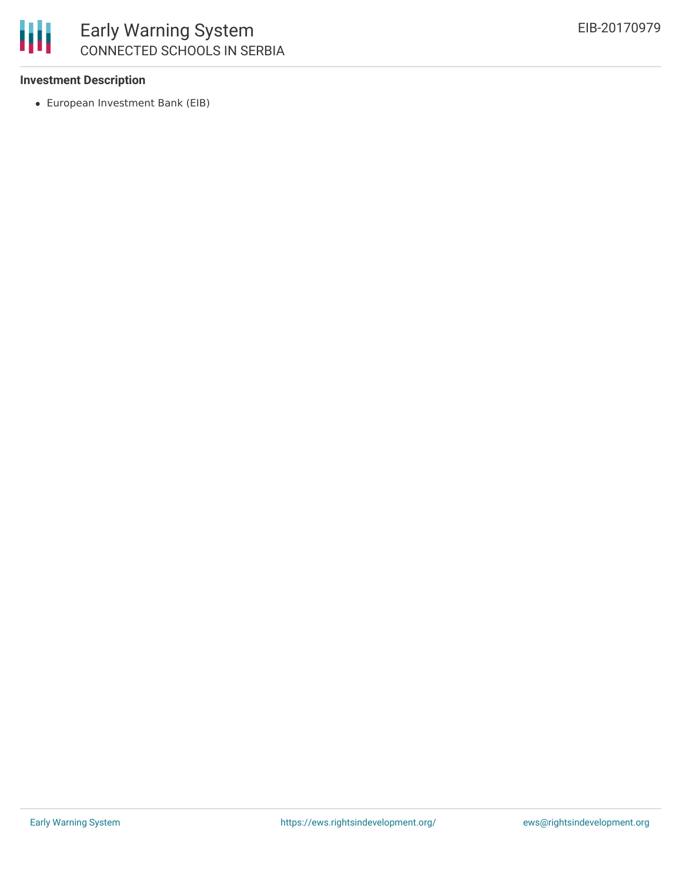**Investment Description**

- European Investment Bank (EIB)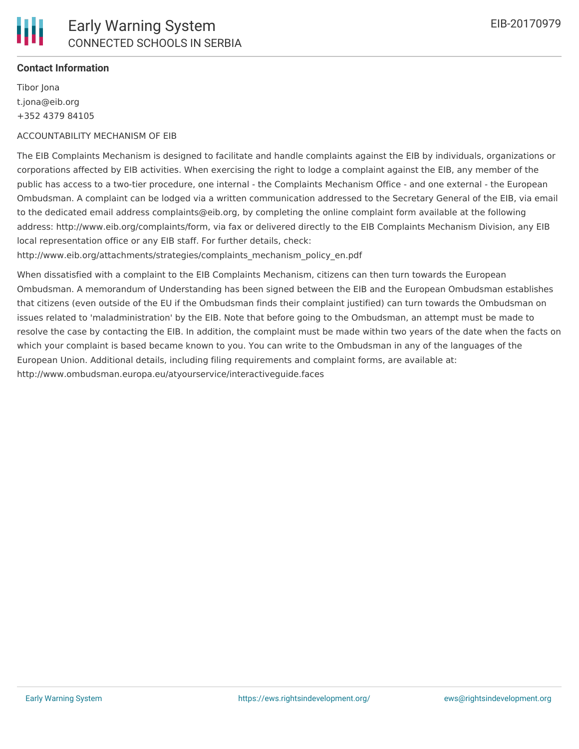**Contact Information**

Tibor Jona
t.jona@eib.org
+352 4379 84105

ACCOUNTABILITY MECHANISM OF EIB

The EIB Complaints Mechanism is designed to facilitate and handle complaints against the EIB by individuals, organizations or corporations affected by EIB activities. When exercising the right to lodge a complaint against the EIB, any member of the public has access to a two-tier procedure, one internal - the Complaints Mechanism Office - and one external - the European Ombudsman. A complaint can be lodged via a written communication addressed to the Secretary General of the EIB, via email to the dedicated email address complaints@eib.org, by completing the online complaint form available at the following address: http://www.eib.org/complaints/form, via fax or delivered directly to the EIB Complaints Mechanism Division, any EIB local representation office or any EIB staff. For further details, check: http://www.eib.org/attachments/strategies/complaints_mechanism_policy_en.pdf

When dissatisfied with a complaint to the EIB Complaints Mechanism, citizens can then turn towards the European Ombudsman. A memorandum of Understanding has been signed between the EIB and the European Ombudsman establishes that citizens (even outside of the EU if the Ombudsman finds their complaint justified) can turn towards the Ombudsman on issues related to 'maladministration' by the EIB. Note that before going to the Ombudsman, an attempt must be made to resolve the case by contacting the EIB. In addition, the complaint must be made within two years of the date when the facts on which your complaint is based became known to you. You can write to the Ombudsman in any of the languages of the European Union. Additional details, including filing requirements and complaint forms, are available at: http://www.ombudsman.europa.eu/atyourservice/interactiveguide.faces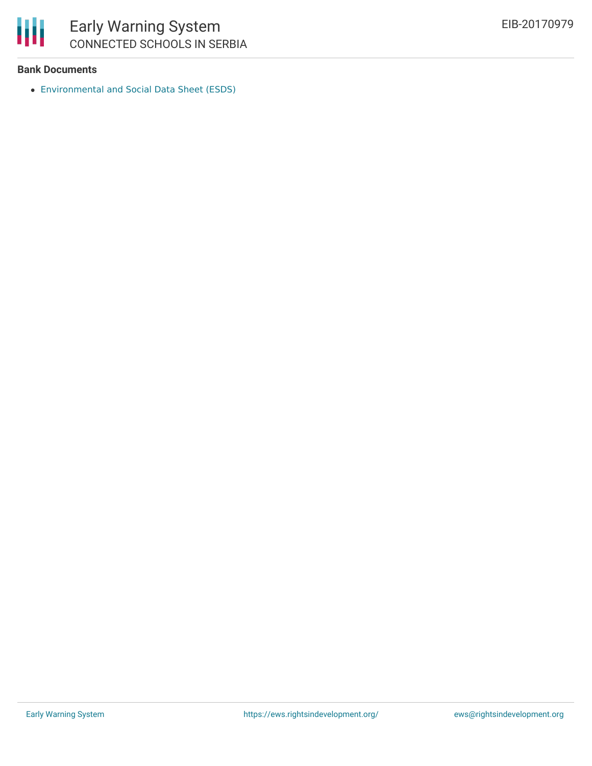**Bank Documents**

- Environmental and Social Data Sheet (ESDS)